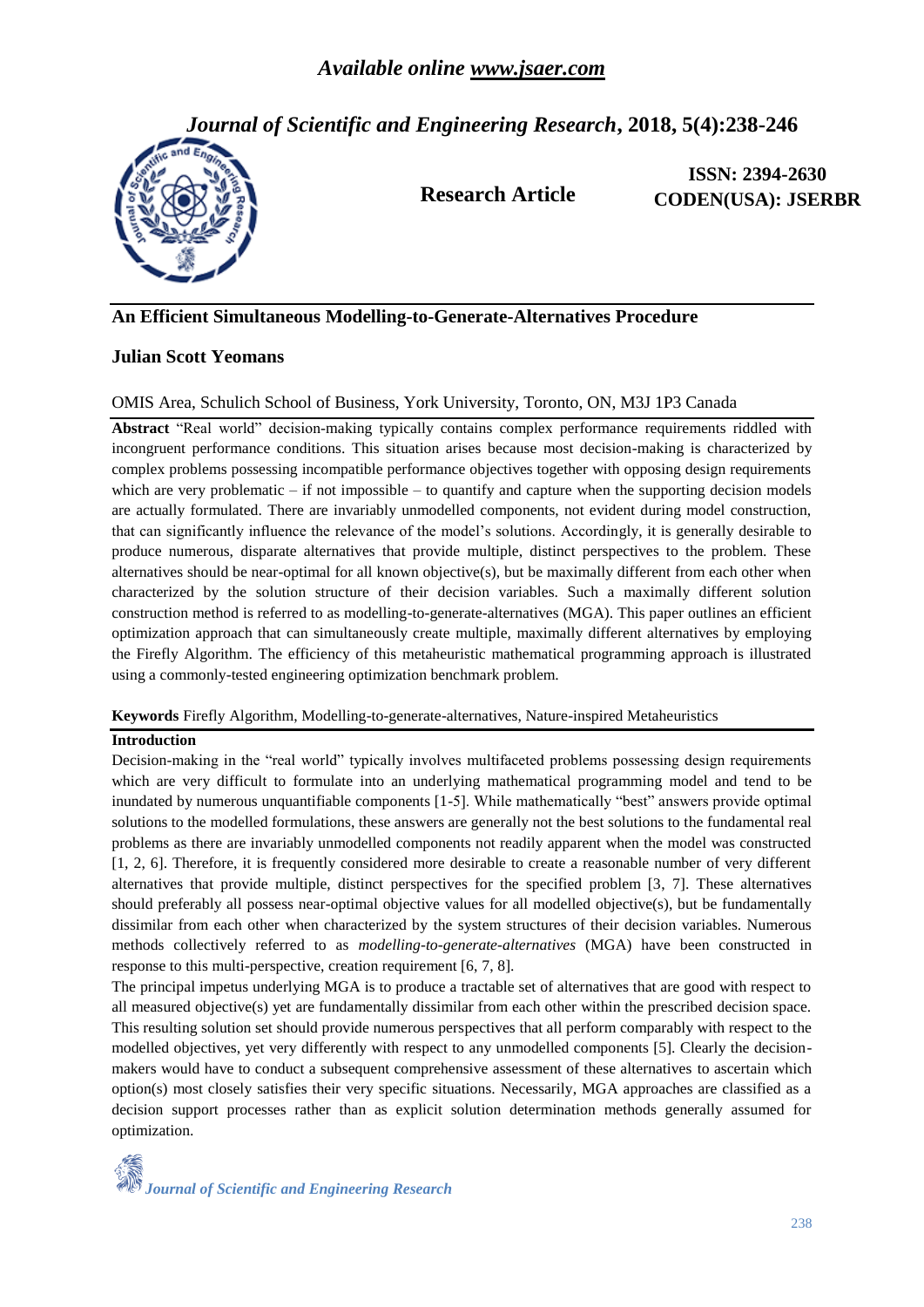# An Efficient Simultaneous Modelling-to-Generate-Alternatives Procedure

**Julian Scott Yeomans**

OMIS Area, Schulich School of Business, York University, Toronto, ON, M3J 1P3 Canada

**Abstract** "Real world" decision-making typically contains complex performance requirements riddled with incongruent performance conditions. This situation arises because most decision-making is characterized by complex problems possessing incompatible performance objectives together with opposing design requirements which are very problematic – if not impossible – to quantify and capture when the supporting decision models are actually formulated. There are invariably unmodelled components, not evident during model construction, that can significantly influence the relevance of the model's solutions. Accordingly, it is generally desirable to produce numerous, disparate alternatives that provide multiple, distinct perspectives to the problem. These alternatives should be near-optimal for all known objective(s), but be maximally different from each other when characterized by the solution structure of their decision variables. Such a maximally different solution construction method is referred to as modelling-to-generate-alternatives (MGA). This paper outlines an efficient optimization approach that can simultaneously create multiple, maximally different alternatives by employing the Firefly Algorithm. The efficiency of this metaheuristic mathematical programming approach is illustrated using a commonly-tested engineering optimization benchmark problem.

**Keywords** Firefly Algorithm, Modelling-to-generate-alternatives, Nature-inspired Metaheuristics

## Introduction

Decision-making in the "real world" typically involves multifaceted problems possessing design requirements which are very difficult to formulate into an underlying mathematical programming model and tend to be inundated by numerous unquantifiable components [1-5]. While mathematically "best" answers provide optimal solutions to the modelled formulations, these answers are generally not the best solutions to the fundamental real problems as there are invariably unmodelled components not readily apparent when the model was constructed [1, 2, 6]. Therefore, it is frequently considered more desirable to create a reasonable number of very different alternatives that provide multiple, distinct perspectives for the specified problem [3, 7]. These alternatives should preferably all possess near-optimal objective values for all modelled objective(s), but be fundamentally dissimilar from each other when characterized by the system structures of their decision variables. Numerous methods collectively referred to as *modelling-to-generate-alternatives* (MGA) have been constructed in response to this multi-perspective, creation requirement [6, 7, 8].

The principal impetus underlying MGA is to produce a tractable set of alternatives that are good with respect to all measured objective(s) yet are fundamentally dissimilar from each other within the prescribed decision space. This resulting solution set should provide numerous perspectives that all perform comparably with respect to the modelled objectives, yet very differently with respect to any unmodelled components [5]. Clearly the decision-makers would have to conduct a subsequent comprehensive assessment of these alternatives to ascertain which option(s) most closely satisfies their very specific situations. Necessarily, MGA approaches are classified as a decision support processes rather than as explicit solution determination methods generally assumed for optimization.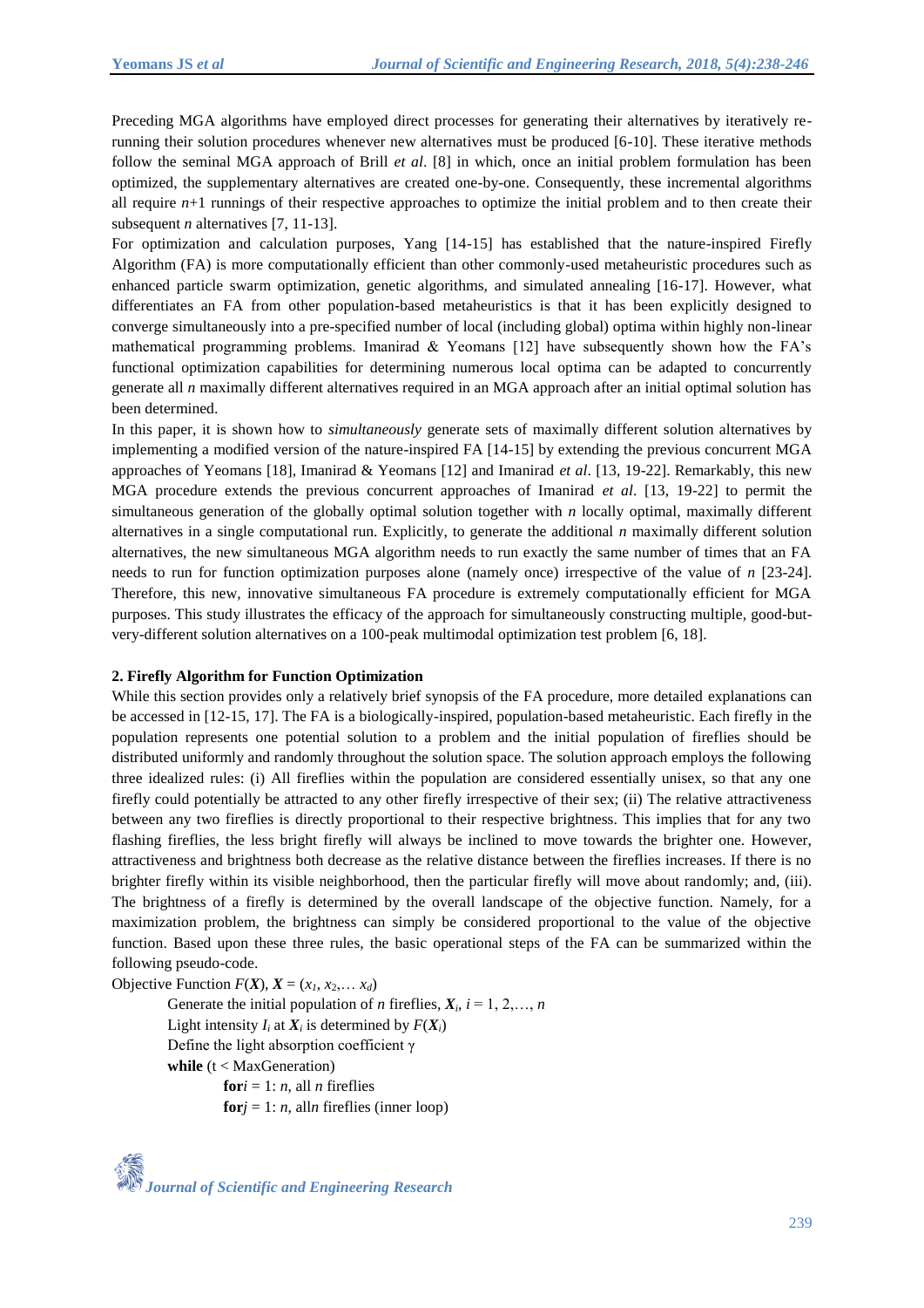Preceding MGA algorithms have employed direct processes for generating their alternatives by iteratively re-running their solution procedures whenever new alternatives must be produced [6-10]. These iterative methods follow the seminal MGA approach of Brill *et al*. [8] in which, once an initial problem formulation has been optimized, the supplementary alternatives are created one-by-one. Consequently, these incremental algorithms all require $n$+1 runnings of their respective approaches to optimize the initial problem and to then create their subsequent $n$ alternatives [7, 11-13].

For optimization and calculation purposes, Yang [14-15] has established that the nature-inspired Firefly Algorithm (FA) is more computationally efficient than other commonly-used metaheuristic procedures such as enhanced particle swarm optimization, genetic algorithms, and simulated annealing [16-17]. However, what differentiates an FA from other population-based metaheuristics is that it has been explicitly designed to converge simultaneously into a pre-specified number of local (including global) optima within highly non-linear mathematical programming problems. Imanirad & Yeomans [12] have subsequently shown how the FA's functional optimization capabilities for determining numerous local optima can be adapted to concurrently generate all $n$ maximally different alternatives required in an MGA approach after an initial optimal solution has been determined.

In this paper, it is shown how to *simultaneously* generate sets of maximally different solution alternatives by implementing a modified version of the nature-inspired FA [14-15] by extending the previous concurrent MGA approaches of Yeomans [18], Imanirad & Yeomans [12] and Imanirad *et al*. [13, 19-22]. Remarkably, this new MGA procedure extends the previous concurrent approaches of Imanirad *et al*. [13, 19-22] to permit the simultaneous generation of the globally optimal solution together with $n$ locally optimal, maximally different alternatives in a single computational run. Explicitly, to generate the additional $n$ maximally different solution alternatives, the new simultaneous MGA algorithm needs to run exactly the same number of times that an FA needs to run for function optimization purposes alone (namely once) irrespective of the value of $n$ [23-24]. Therefore, this new, innovative simultaneous FA procedure is extremely computationally efficient for MGA purposes. This study illustrates the efficacy of the approach for simultaneously constructing multiple, good-but-very-different solution alternatives on a 100-peak multimodal optimization test problem [6, 18].

## 2. Firefly Algorithm for Function Optimization

While this section provides only a relatively brief synopsis of the FA procedure, more detailed explanations can be accessed in [12-15, 17]. The FA is a biologically-inspired, population-based metaheuristic. Each firefly in the population represents one potential solution to a problem and the initial population of fireflies should be distributed uniformly and randomly throughout the solution space. The solution approach employs the following three idealized rules: (i) All fireflies within the population are considered essentially unisex, so that any one firefly could potentially be attracted to any other firefly irrespective of their sex; (ii) The relative attractiveness between any two fireflies is directly proportional to their respective brightness. This implies that for any two flashing fireflies, the less bright firefly will always be inclined to move towards the brighter one. However, attractiveness and brightness both decrease as the relative distance between the fireflies increases. If there is no brighter firefly within its visible neighborhood, then the particular firefly will move about randomly; and, (iii). The brightness of a firefly is determined by the overall landscape of the objective function. Namely, for a maximization problem, the brightness can simply be considered proportional to the value of the objective function. Based upon these three rules, the basic operational steps of the FA can be summarized within the following pseudo-code.

Objective Function $F(\boldsymbol{X})$, $\boldsymbol{X} = (x_1, x_2, \ldots x_d)$

Generate the initial population of $n$ fireflies, $\boldsymbol{X}_i$, $i = 1, 2, \ldots, n$

Light intensity $I_i$ at $\boldsymbol{X}_i$ is determined by $F(\boldsymbol{X}_i)$

Define the light absorption coefficient γ

**while** (t < MaxGeneration)

**for** $i = 1$: $n$, all $n$ fireflies

**for** $j = 1$: $n$, all $n$ fireflies (inner loop)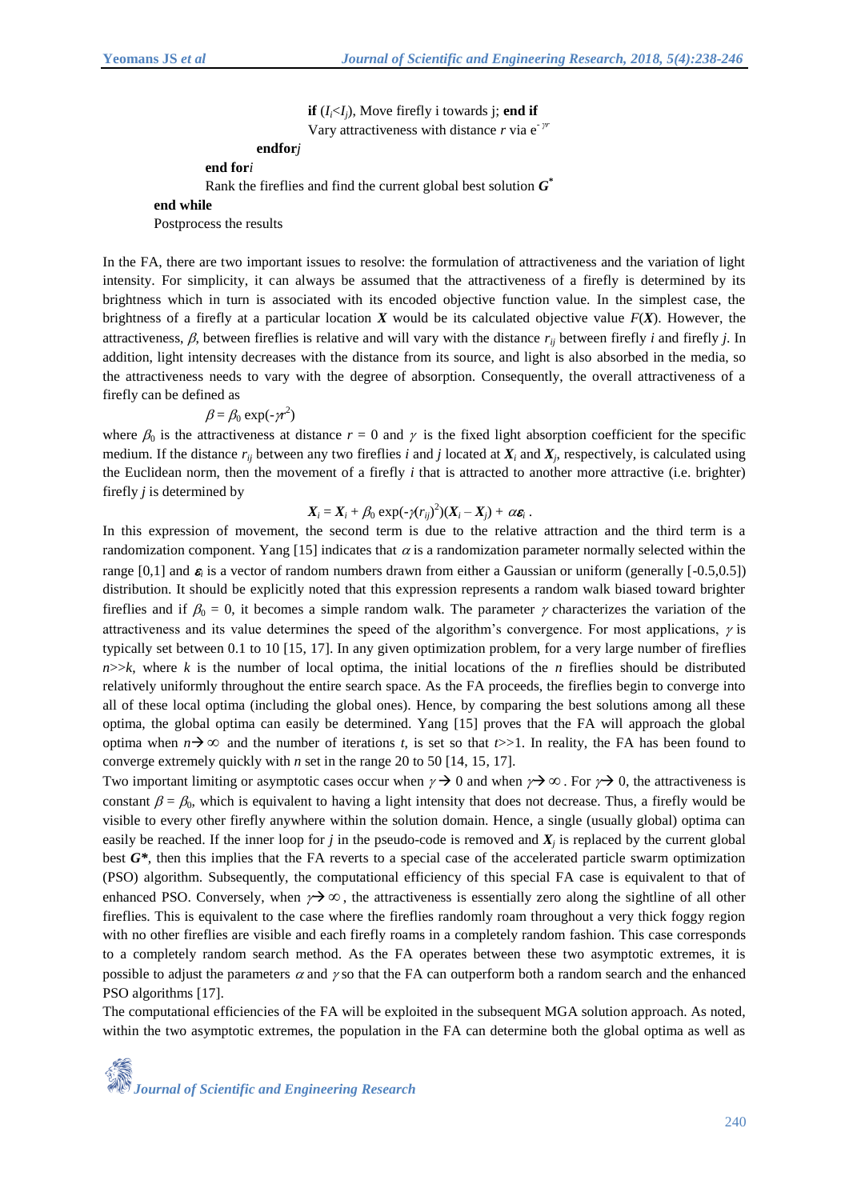**if** $(I_i < I_j)$, Move firefly i towards j; **end if**
Vary attractiveness with distance $r$ via $e^{-\gamma r}$
**endfor** *j*
**end for** *i*
Rank the fireflies and find the current global best solution $\boldsymbol{G}^*$
**end while**
Postprocess the results

In the FA, there are two important issues to resolve: the formulation of attractiveness and the variation of light intensity. For simplicity, it can always be assumed that the attractiveness of a firefly is determined by its brightness which in turn is associated with its encoded objective function value. In the simplest case, the brightness of a firefly at a particular location $\boldsymbol{X}$ would be its calculated objective value $F(\boldsymbol{X})$. However, the attractiveness, $\beta$, between fireflies is relative and will vary with the distance $r_{ij}$ between firefly $i$ and firefly $j$. In addition, light intensity decreases with the distance from its source, and light is also absorbed in the media, so the attractiveness needs to vary with the degree of absorption. Consequently, the overall attractiveness of a firefly can be defined as

$$\beta = \beta_0 \exp(-\gamma r^2)$$

where $\beta_0$ is the attractiveness at distance $r = 0$ and $\gamma$ is the fixed light absorption coefficient for the specific medium. If the distance $r_{ij}$ between any two fireflies $i$ and $j$ located at $\boldsymbol{X}_i$ and $\boldsymbol{X}_j$, respectively, is calculated using the Euclidean norm, then the movement of a firefly $i$ that is attracted to another more attractive (i.e. brighter) firefly $j$ is determined by

$$\boldsymbol{X}_i = \boldsymbol{X}_i + \beta_0 \exp(-\gamma (r_{ij})^2)(\boldsymbol{X}_i - \boldsymbol{X}_j) + \alpha \boldsymbol{\varepsilon}_i .$$

In this expression of movement, the second term is due to the relative attraction and the third term is a randomization component. Yang [15] indicates that $\alpha$ is a randomization parameter normally selected within the range [0,1] and $\boldsymbol{\varepsilon}_i$ is a vector of random numbers drawn from either a Gaussian or uniform (generally [-0.5,0.5]) distribution. It should be explicitly noted that this expression represents a random walk biased toward brighter fireflies and if $\beta_0 = 0$, it becomes a simple random walk. The parameter $\gamma$ characterizes the variation of the attractiveness and its value determines the speed of the algorithm's convergence. For most applications, $\gamma$ is typically set between 0.1 to 10 [15, 17]. In any given optimization problem, for a very large number of fireflies $n \gg k$, where $k$ is the number of local optima, the initial locations of the $n$ fireflies should be distributed relatively uniformly throughout the entire search space. As the FA proceeds, the fireflies begin to converge into all of these local optima (including the global ones). Hence, by comparing the best solutions among all these optima, the global optima can easily be determined. Yang [15] proves that the FA will approach the global optima when $n \rightarrow \infty$ and the number of iterations $t$, is set so that $t \gg 1$. In reality, the FA has been found to converge extremely quickly with $n$ set in the range 20 to 50 [14, 15, 17].

Two important limiting or asymptotic cases occur when $\gamma \rightarrow 0$ and when $\gamma \rightarrow \infty$. For $\gamma \rightarrow 0$, the attractiveness is constant $\beta = \beta_0$, which is equivalent to having a light intensity that does not decrease. Thus, a firefly would be visible to every other firefly anywhere within the solution domain. Hence, a single (usually global) optima can easily be reached. If the inner loop for $j$ in the pseudo-code is removed and $\boldsymbol{X}_j$ is replaced by the current global best $\boldsymbol{G}^*$, then this implies that the FA reverts to a special case of the accelerated particle swarm optimization (PSO) algorithm. Subsequently, the computational efficiency of this special FA case is equivalent to that of enhanced PSO. Conversely, when $\gamma \rightarrow \infty$, the attractiveness is essentially zero along the sightline of all other fireflies. This is equivalent to the case where the fireflies randomly roam throughout a very thick foggy region with no other fireflies are visible and each firefly roams in a completely random fashion. This case corresponds to a completely random search method. As the FA operates between these two asymptotic extremes, it is possible to adjust the parameters $\alpha$ and $\gamma$ so that the FA can outperform both a random search and the enhanced PSO algorithms [17].

The computational efficiencies of the FA will be exploited in the subsequent MGA solution approach. As noted, within the two asymptotic extremes, the population in the FA can determine both the global optima as well as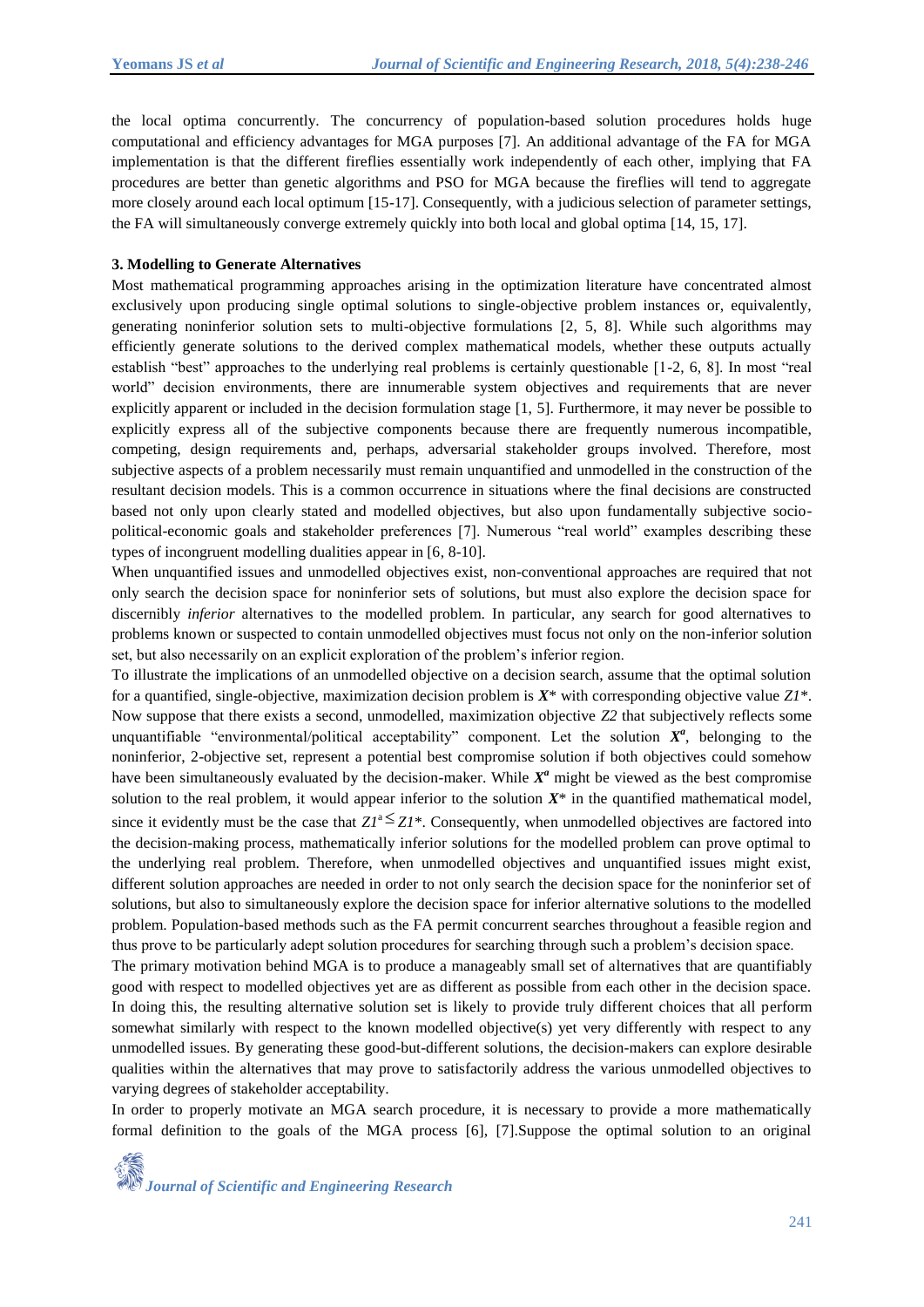the local optima concurrently. The concurrency of population-based solution procedures holds huge computational and efficiency advantages for MGA purposes [7]. An additional advantage of the FA for MGA implementation is that the different fireflies essentially work independently of each other, implying that FA procedures are better than genetic algorithms and PSO for MGA because the fireflies will tend to aggregate more closely around each local optimum [15-17]. Consequently, with a judicious selection of parameter settings, the FA will simultaneously converge extremely quickly into both local and global optima [14, 15, 17].

### 3. Modelling to Generate Alternatives

Most mathematical programming approaches arising in the optimization literature have concentrated almost exclusively upon producing single optimal solutions to single-objective problem instances or, equivalently, generating noninferior solution sets to multi-objective formulations [2, 5, 8]. While such algorithms may efficiently generate solutions to the derived complex mathematical models, whether these outputs actually establish "best" approaches to the underlying real problems is certainly questionable [1-2, 6, 8]. In most "real world" decision environments, there are innumerable system objectives and requirements that are never explicitly apparent or included in the decision formulation stage [1, 5]. Furthermore, it may never be possible to explicitly express all of the subjective components because there are frequently numerous incompatible, competing, design requirements and, perhaps, adversarial stakeholder groups involved. Therefore, most subjective aspects of a problem necessarily must remain unquantified and unmodelled in the construction of the resultant decision models. This is a common occurrence in situations where the final decisions are constructed based not only upon clearly stated and modelled objectives, but also upon fundamentally subjective socio-political-economic goals and stakeholder preferences [7]. Numerous "real world" examples describing these types of incongruent modelling dualities appear in [6, 8-10].

When unquantified issues and unmodelled objectives exist, non-conventional approaches are required that not only search the decision space for noninferior sets of solutions, but must also explore the decision space for discernibly *inferior* alternatives to the modelled problem. In particular, any search for good alternatives to problems known or suspected to contain unmodelled objectives must focus not only on the non-inferior solution set, but also necessarily on an explicit exploration of the problem's inferior region.

To illustrate the implications of an unmodelled objective on a decision search, assume that the optimal solution for a quantified, single-objective, maximization decision problem is $\boldsymbol{X}^*$ with corresponding objective value $Z1^*$. Now suppose that there exists a second, unmodelled, maximization objective $Z2$ that subjectively reflects some unquantifiable "environmental/political acceptability" component. Let the solution $\boldsymbol{X}^a$, belonging to the noninferior, 2-objective set, represent a potential best compromise solution if both objectives could somehow have been simultaneously evaluated by the decision-maker. While $\boldsymbol{X}^a$ might be viewed as the best compromise solution to the real problem, it would appear inferior to the solution $\boldsymbol{X}^*$ in the quantified mathematical model, since it evidently must be the case that $Z1^a \leq Z1^*$. Consequently, when unmodelled objectives are factored into the decision-making process, mathematically inferior solutions for the modelled problem can prove optimal to the underlying real problem. Therefore, when unmodelled objectives and unquantified issues might exist, different solution approaches are needed in order to not only search the decision space for the noninferior set of solutions, but also to simultaneously explore the decision space for inferior alternative solutions to the modelled problem. Population-based methods such as the FA permit concurrent searches throughout a feasible region and thus prove to be particularly adept solution procedures for searching through such a problem's decision space.

The primary motivation behind MGA is to produce a manageably small set of alternatives that are quantifiably good with respect to modelled objectives yet are as different as possible from each other in the decision space. In doing this, the resulting alternative solution set is likely to provide truly different choices that all perform somewhat similarly with respect to the known modelled objective(s) yet very differently with respect to any unmodelled issues. By generating these good-but-different solutions, the decision-makers can explore desirable qualities within the alternatives that may prove to satisfactorily address the various unmodelled objectives to varying degrees of stakeholder acceptability.

In order to properly motivate an MGA search procedure, it is necessary to provide a more mathematically formal definition to the goals of the MGA process [6], [7].Suppose the optimal solution to an original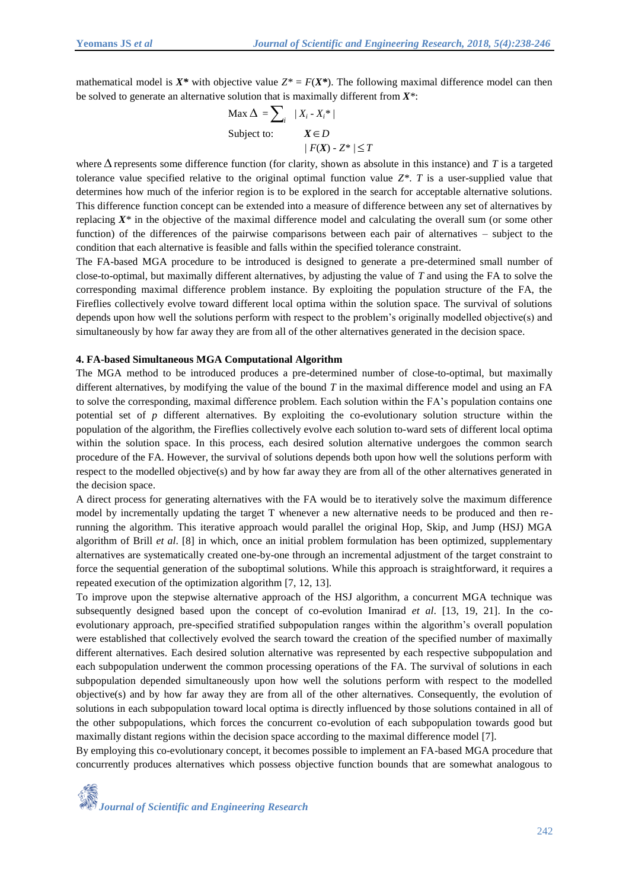mathematical model is $\boldsymbol{X^*}$ with objective value $Z^* = F(\boldsymbol{X^*})$. The following maximal difference model can then be solved to generate an alternative solution that is maximally different from $\boldsymbol{X^*}$:

$$
\begin{aligned}
&\text{Max } \Delta = \sum_i \; | X_i - X_i^* | \\
&\text{Subject to:} \qquad \boldsymbol{X} \in D \\
&\qquad\qquad\qquad\quad | F(\boldsymbol{X}) - Z^* | \leq T
\end{aligned}
$$

where $\Delta$ represents some difference function (for clarity, shown as absolute in this instance) and $T$ is a targeted tolerance value specified relative to the original optimal function value $Z^*$. $T$ is a user-supplied value that determines how much of the inferior region is to be explored in the search for acceptable alternative solutions. This difference function concept can be extended into a measure of difference between any set of alternatives by replacing $\boldsymbol{X}^*$ in the objective of the maximal difference model and calculating the overall sum (or some other function) of the differences of the pairwise comparisons between each pair of alternatives – subject to the condition that each alternative is feasible and falls within the specified tolerance constraint.

The FA-based MGA procedure to be introduced is designed to generate a pre-determined small number of close-to-optimal, but maximally different alternatives, by adjusting the value of $T$ and using the FA to solve the corresponding maximal difference problem instance. By exploiting the population structure of the FA, the Fireflies collectively evolve toward different local optima within the solution space. The survival of solutions depends upon how well the solutions perform with respect to the problem's originally modelled objective(s) and simultaneously by how far away they are from all of the other alternatives generated in the decision space.

## 4. FA-based Simultaneous MGA Computational Algorithm

The MGA method to be introduced produces a pre-determined number of close-to-optimal, but maximally different alternatives, by modifying the value of the bound $T$ in the maximal difference model and using an FA to solve the corresponding, maximal difference problem. Each solution within the FA's population contains one potential set of $p$ different alternatives. By exploiting the co-evolutionary solution structure within the population of the algorithm, the Fireflies collectively evolve each solution to-ward sets of different local optima within the solution space. In this process, each desired solution alternative undergoes the common search procedure of the FA. However, the survival of solutions depends both upon how well the solutions perform with respect to the modelled objective(s) and by how far away they are from all of the other alternatives generated in the decision space.

A direct process for generating alternatives with the FA would be to iteratively solve the maximum difference model by incrementally updating the target T whenever a new alternative needs to be produced and then re-running the algorithm. This iterative approach would parallel the original Hop, Skip, and Jump (HSJ) MGA algorithm of Brill *et al*. [8] in which, once an initial problem formulation has been optimized, supplementary alternatives are systematically created one-by-one through an incremental adjustment of the target constraint to force the sequential generation of the suboptimal solutions. While this approach is straightforward, it requires a repeated execution of the optimization algorithm [7, 12, 13].

To improve upon the stepwise alternative approach of the HSJ algorithm, a concurrent MGA technique was subsequently designed based upon the concept of co-evolution Imanirad *et al*. [13, 19, 21]. In the co-evolutionary approach, pre-specified stratified subpopulation ranges within the algorithm's overall population were established that collectively evolved the search toward the creation of the specified number of maximally different alternatives. Each desired solution alternative was represented by each respective subpopulation and each subpopulation underwent the common processing operations of the FA. The survival of solutions in each subpopulation depended simultaneously upon how well the solutions perform with respect to the modelled objective(s) and by how far away they are from all of the other alternatives. Consequently, the evolution of solutions in each subpopulation toward local optima is directly influenced by those solutions contained in all of the other subpopulations, which forces the concurrent co-evolution of each subpopulation towards good but maximally distant regions within the decision space according to the maximal difference model [7].

By employing this co-evolutionary concept, it becomes possible to implement an FA-based MGA procedure that concurrently produces alternatives which possess objective function bounds that are somewhat analogous to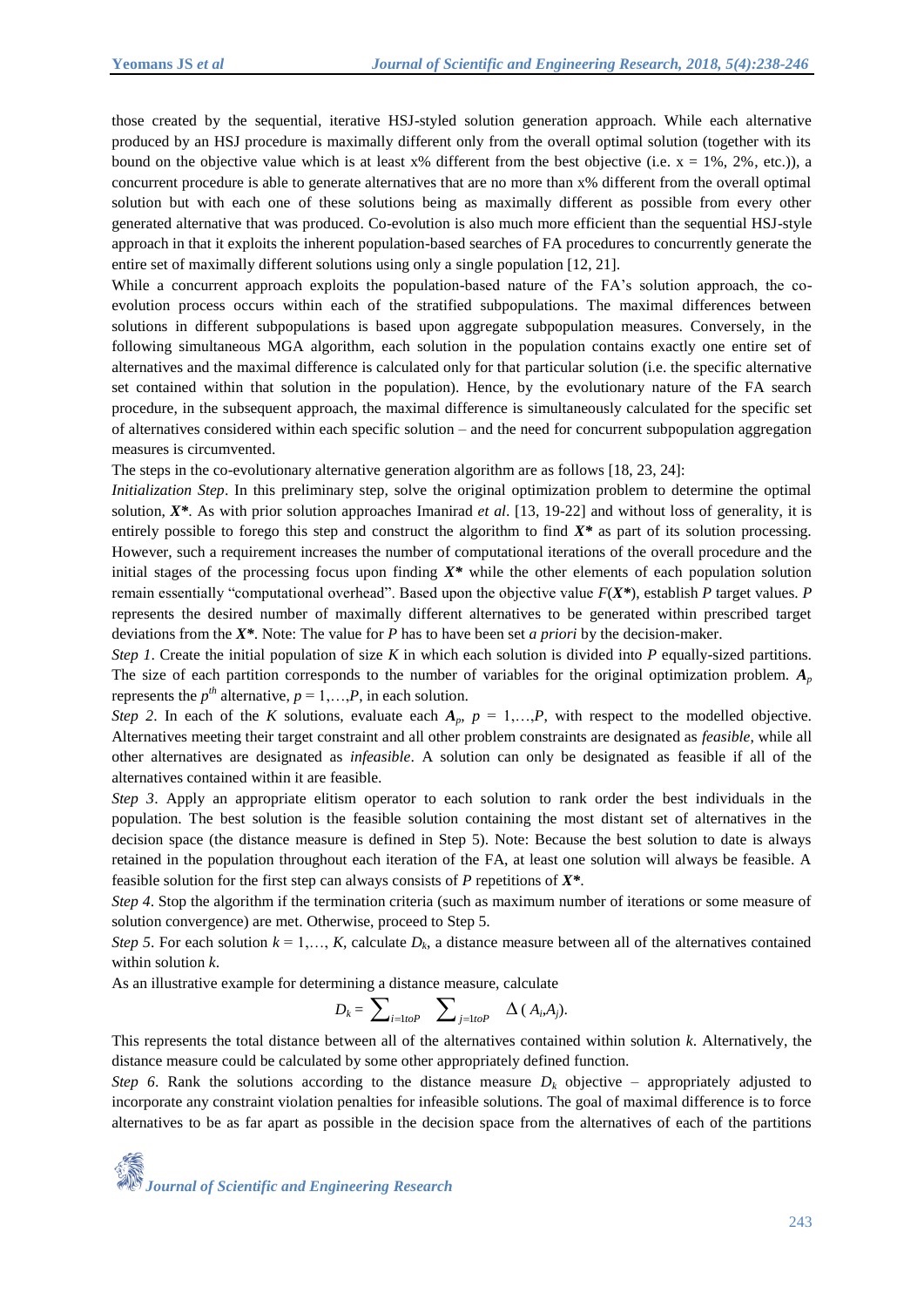those created by the sequential, iterative HSJ-styled solution generation approach. While each alternative produced by an HSJ procedure is maximally different only from the overall optimal solution (together with its bound on the objective value which is at least x% different from the best objective (i.e. x = 1%, 2%, etc.)), a concurrent procedure is able to generate alternatives that are no more than x% different from the overall optimal solution but with each one of these solutions being as maximally different as possible from every other generated alternative that was produced. Co-evolution is also much more efficient than the sequential HSJ-style approach in that it exploits the inherent population-based searches of FA procedures to concurrently generate the entire set of maximally different solutions using only a single population [12, 21].

While a concurrent approach exploits the population-based nature of the FA's solution approach, the co-evolution process occurs within each of the stratified subpopulations. The maximal differences between solutions in different subpopulations is based upon aggregate subpopulation measures. Conversely, in the following simultaneous MGA algorithm, each solution in the population contains exactly one entire set of alternatives and the maximal difference is calculated only for that particular solution (i.e. the specific alternative set contained within that solution in the population). Hence, by the evolutionary nature of the FA search procedure, in the subsequent approach, the maximal difference is simultaneously calculated for the specific set of alternatives considered within each specific solution – and the need for concurrent subpopulation aggregation measures is circumvented.

The steps in the co-evolutionary alternative generation algorithm are as follows [18, 23, 24]:

*Initialization Step*. In this preliminary step, solve the original optimization problem to determine the optimal solution, ***X****. As with prior solution approaches Imanirad *et al*. [13, 19-22] and without loss of generality, it is entirely possible to forego this step and construct the algorithm to find ***X**** as part of its solution processing. However, such a requirement increases the number of computational iterations of the overall procedure and the initial stages of the processing focus upon finding ***X**** while the other elements of each population solution remain essentially "computational overhead". Based upon the objective value $F(\boldsymbol{X^*})$, establish *P* target values. *P* represents the desired number of maximally different alternatives to be generated within prescribed target deviations from the ***X****. Note: The value for *P* has to have been set *a priori* by the decision-maker.

*Step 1*. Create the initial population of size *K* in which each solution is divided into *P* equally-sized partitions. The size of each partition corresponds to the number of variables for the original optimization problem. $\boldsymbol{A_p}$ represents the $p^{th}$ alternative, $p = 1,\ldots,P$, in each solution.

*Step 2*. In each of the *K* solutions, evaluate each $\boldsymbol{A_p}$, $p = 1,\ldots,P$, with respect to the modelled objective. Alternatives meeting their target constraint and all other problem constraints are designated as *feasible*, while all other alternatives are designated as *infeasible*. A solution can only be designated as feasible if all of the alternatives contained within it are feasible.

*Step 3*. Apply an appropriate elitism operator to each solution to rank order the best individuals in the population. The best solution is the feasible solution containing the most distant set of alternatives in the decision space (the distance measure is defined in Step 5). Note: Because the best solution to date is always retained in the population throughout each iteration of the FA, at least one solution will always be feasible. A feasible solution for the first step can always consists of *P* repetitions of ***X****.

*Step 4*. Stop the algorithm if the termination criteria (such as maximum number of iterations or some measure of solution convergence) are met. Otherwise, proceed to Step 5.

*Step 5*. For each solution $k = 1,\ldots, K$, calculate $D_k$, a distance measure between all of the alternatives contained within solution *k*.

As an illustrative example for determining a distance measure, calculate

$$D_k = \sum_{i=1toP} \sum_{j=1toP} \Delta(A_i,A_j).$$

This represents the total distance between all of the alternatives contained within solution *k*. Alternatively, the distance measure could be calculated by some other appropriately defined function.

*Step 6*. Rank the solutions according to the distance measure $D_k$ objective – appropriately adjusted to incorporate any constraint violation penalties for infeasible solutions. The goal of maximal difference is to force alternatives to be as far apart as possible in the decision space from the alternatives of each of the partitions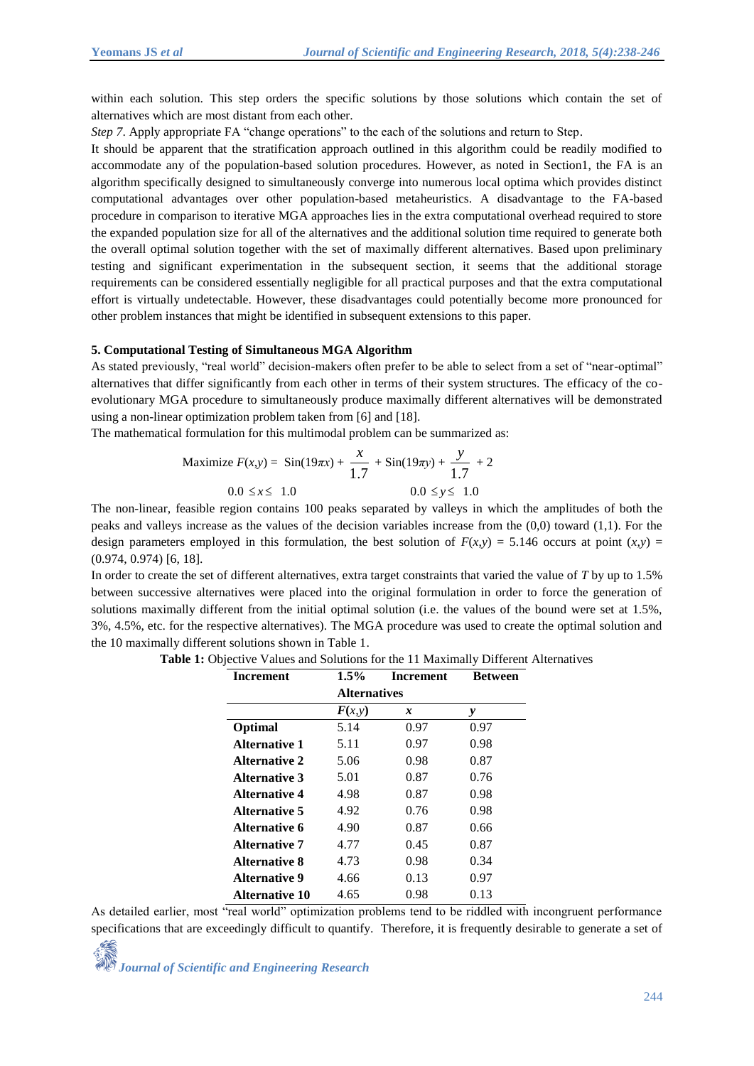within each solution. This step orders the specific solutions by those solutions which contain the set of alternatives which are most distant from each other.

*Step 7*. Apply appropriate FA "change operations" to the each of the solutions and return to Step.

It should be apparent that the stratification approach outlined in this algorithm could be readily modified to accommodate any of the population-based solution procedures. However, as noted in Section1, the FA is an algorithm specifically designed to simultaneously converge into numerous local optima which provides distinct computational advantages over other population-based metaheuristics. A disadvantage to the FA-based procedure in comparison to iterative MGA approaches lies in the extra computational overhead required to store the expanded population size for all of the alternatives and the additional solution time required to generate both the overall optimal solution together with the set of maximally different alternatives. Based upon preliminary testing and significant experimentation in the subsequent section, it seems that the additional storage requirements can be considered essentially negligible for all practical purposes and that the extra computational effort is virtually undetectable. However, these disadvantages could potentially become more pronounced for other problem instances that might be identified in subsequent extensions to this paper.

## 5. Computational Testing of Simultaneous MGA Algorithm

As stated previously, "real world" decision-makers often prefer to be able to select from a set of "near-optimal" alternatives that differ significantly from each other in terms of their system structures. The efficacy of the co-evolutionary MGA procedure to simultaneously produce maximally different alternatives will be demonstrated using a non-linear optimization problem taken from [6] and [18].

The mathematical formulation for this multimodal problem can be summarized as:

$$\text{Maximize } F(x,y) = \text{Sin}(19\pi x) + \frac{x}{1.7} + \text{Sin}(19\pi y) + \frac{y}{1.7} + 2$$

$$0.0 \leq x \leq 1.0 \qquad\qquad 0.0 \leq y \leq 1.0$$

The non-linear, feasible region contains 100 peaks separated by valleys in which the amplitudes of both the peaks and valleys increase as the values of the decision variables increase from the (0,0) toward (1,1). For the design parameters employed in this formulation, the best solution of $F(x,y) = 5.146$ occurs at point $(x,y) = (0.974, 0.974)$ [6, 18].

In order to create the set of different alternatives, extra target constraints that varied the value of $T$ by up to 1.5% between successive alternatives were placed into the original formulation in order to force the generation of solutions maximally different from the initial optimal solution (i.e. the values of the bound were set at 1.5%, 3%, 4.5%, etc. for the respective alternatives). The MGA procedure was used to create the optimal solution and the 10 maximally different solutions shown in Table 1.

**Table 1:** Objective Values and Solutions for the 11 Maximally Different Alternatives

| **Increment** | **1.5% Alternatives** | **Increment** | **Between** |
|---|---|---|---|
| | ***F*(*x*,*y*)** | ***x*** | ***y*** |
| **Optimal** | 5.14 | 0.97 | 0.97 |
| **Alternative 1** | 5.11 | 0.97 | 0.98 |
| **Alternative 2** | 5.06 | 0.98 | 0.87 |
| **Alternative 3** | 5.01 | 0.87 | 0.76 |
| **Alternative 4** | 4.98 | 0.87 | 0.98 |
| **Alternative 5** | 4.92 | 0.76 | 0.98 |
| **Alternative 6** | 4.90 | 0.87 | 0.66 |
| **Alternative 7** | 4.77 | 0.45 | 0.87 |
| **Alternative 8** | 4.73 | 0.98 | 0.34 |
| **Alternative 9** | 4.66 | 0.13 | 0.97 |
| **Alternative 10** | 4.65 | 0.98 | 0.13 |

As detailed earlier, most "real world" optimization problems tend to be riddled with incongruent performance specifications that are exceedingly difficult to quantify. Therefore, it is frequently desirable to generate a set of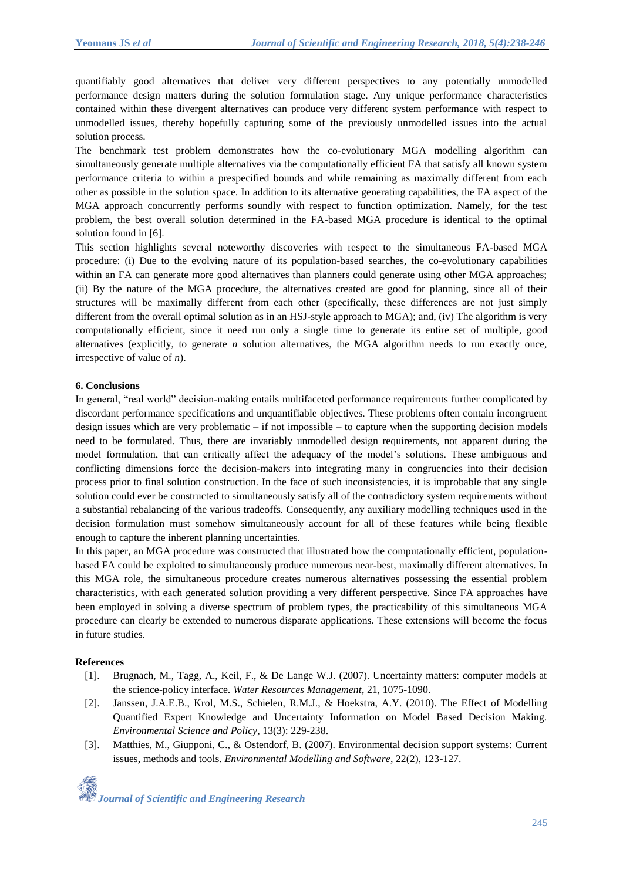quantifiably good alternatives that deliver very different perspectives to any potentially unmodelled performance design matters during the solution formulation stage. Any unique performance characteristics contained within these divergent alternatives can produce very different system performance with respect to unmodelled issues, thereby hopefully capturing some of the previously unmodelled issues into the actual solution process.

The benchmark test problem demonstrates how the co-evolutionary MGA modelling algorithm can simultaneously generate multiple alternatives via the computationally efficient FA that satisfy all known system performance criteria to within a prespecified bounds and while remaining as maximally different from each other as possible in the solution space. In addition to its alternative generating capabilities, the FA aspect of the MGA approach concurrently performs soundly with respect to function optimization. Namely, for the test problem, the best overall solution determined in the FA-based MGA procedure is identical to the optimal solution found in [6].

This section highlights several noteworthy discoveries with respect to the simultaneous FA-based MGA procedure: (i) Due to the evolving nature of its population-based searches, the co-evolutionary capabilities within an FA can generate more good alternatives than planners could generate using other MGA approaches; (ii) By the nature of the MGA procedure, the alternatives created are good for planning, since all of their structures will be maximally different from each other (specifically, these differences are not just simply different from the overall optimal solution as in an HSJ-style approach to MGA); and, (iv) The algorithm is very computationally efficient, since it need run only a single time to generate its entire set of multiple, good alternatives (explicitly, to generate *n* solution alternatives, the MGA algorithm needs to run exactly once, irrespective of value of *n*).

## 6. Conclusions

In general, "real world" decision-making entails multifaceted performance requirements further complicated by discordant performance specifications and unquantifiable objectives. These problems often contain incongruent design issues which are very problematic – if not impossible – to capture when the supporting decision models need to be formulated. Thus, there are invariably unmodelled design requirements, not apparent during the model formulation, that can critically affect the adequacy of the model's solutions. These ambiguous and conflicting dimensions force the decision-makers into integrating many in congruencies into their decision process prior to final solution construction. In the face of such inconsistencies, it is improbable that any single solution could ever be constructed to simultaneously satisfy all of the contradictory system requirements without a substantial rebalancing of the various tradeoffs. Consequently, any auxiliary modelling techniques used in the decision formulation must somehow simultaneously account for all of these features while being flexible enough to capture the inherent planning uncertainties.

In this paper, an MGA procedure was constructed that illustrated how the computationally efficient, population-based FA could be exploited to simultaneously produce numerous near-best, maximally different alternatives. In this MGA role, the simultaneous procedure creates numerous alternatives possessing the essential problem characteristics, with each generated solution providing a very different perspective. Since FA approaches have been employed in solving a diverse spectrum of problem types, the practicability of this simultaneous MGA procedure can clearly be extended to numerous disparate applications. These extensions will become the focus in future studies.

## References

[1]. Brugnach, M., Tagg, A., Keil, F., & De Lange W.J. (2007). Uncertainty matters: computer models at the science-policy interface. *Water Resources Management*, 21, 1075-1090.

[2]. Janssen, J.A.E.B., Krol, M.S., Schielen, R.M.J., & Hoekstra, A.Y. (2010). The Effect of Modelling Quantified Expert Knowledge and Uncertainty Information on Model Based Decision Making. *Environmental Science and Policy*, 13(3): 229-238.

[3]. Matthies, M., Giupponi, C., & Ostendorf, B. (2007). Environmental decision support systems: Current issues, methods and tools. *Environmental Modelling and Software*, 22(2), 123-127.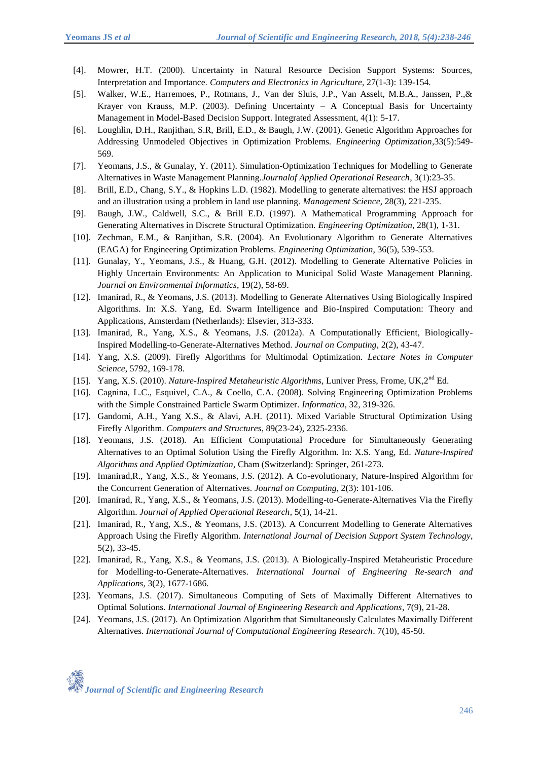[4]. Mowrer, H.T. (2000). Uncertainty in Natural Resource Decision Support Systems: Sources, Interpretation and Importance. *Computers and Electronics in Agriculture*, 27(1-3): 139-154.

[5]. Walker, W.E., Harremoes, P., Rotmans, J., Van der Sluis, J.P., Van Asselt, M.B.A., Janssen, P.,& Krayer von Krauss, M.P. (2003). Defining Uncertainty – A Conceptual Basis for Uncertainty Management in Model-Based Decision Support. Integrated Assessment, 4(1): 5-17.

[6]. Loughlin, D.H., Ranjithan, S.R, Brill, E.D., & Baugh, J.W. (2001). Genetic Algorithm Approaches for Addressing Unmodeled Objectives in Optimization Problems. *Engineering Optimization*,33(5):549-569.

[7]. Yeomans, J.S., & Gunalay, Y. (2011). Simulation-Optimization Techniques for Modelling to Generate Alternatives in Waste Management Planning.*Journalof Applied Operational Research*, 3(1):23-35.

[8]. Brill, E.D., Chang, S.Y., & Hopkins L.D. (1982). Modelling to generate alternatives: the HSJ approach and an illustration using a problem in land use planning. *Management Science*, 28(3), 221-235.

[9]. Baugh, J.W., Caldwell, S.C., & Brill E.D. (1997). A Mathematical Programming Approach for Generating Alternatives in Discrete Structural Optimization. *Engineering Optimization*, 28(1), 1-31.

[10]. Zechman, E.M., & Ranjithan, S.R. (2004). An Evolutionary Algorithm to Generate Alternatives (EAGA) for Engineering Optimization Problems. *Engineering Optimization*, 36(5), 539-553.

[11]. Gunalay, Y., Yeomans, J.S., & Huang, G.H. (2012). Modelling to Generate Alternative Policies in Highly Uncertain Environments: An Application to Municipal Solid Waste Management Planning. *Journal on Environmental Informatics*, 19(2), 58-69.

[12]. Imanirad, R., & Yeomans, J.S. (2013). Modelling to Generate Alternatives Using Biologically Inspired Algorithms. In: X.S. Yang, Ed. Swarm Intelligence and Bio-Inspired Computation: Theory and Applications, Amsterdam (Netherlands): Elsevier, 313-333.

[13]. Imanirad, R., Yang, X.S., & Yeomans, J.S. (2012a). A Computationally Efficient, Biologically-Inspired Modelling-to-Generate-Alternatives Method. *Journal on Computing*, 2(2), 43-47.

[14]. Yang, X.S. (2009). Firefly Algorithms for Multimodal Optimization. *Lecture Notes in Computer Science*, 5792, 169-178.

[15]. Yang, X.S. (2010). *Nature-Inspired Metaheuristic Algorithms*, Luniver Press, Frome, UK,2nd Ed.

[16]. Cagnina, L.C., Esquivel, C.A., & Coello, C.A. (2008). Solving Engineering Optimization Problems with the Simple Constrained Particle Swarm Optimizer. *Informatica*, 32, 319-326.

[17]. Gandomi, A.H., Yang X.S., & Alavi, A.H. (2011). Mixed Variable Structural Optimization Using Firefly Algorithm. *Computers and Structures*, 89(23-24), 2325-2336.

[18]. Yeomans, J.S. (2018). An Efficient Computational Procedure for Simultaneously Generating Alternatives to an Optimal Solution Using the Firefly Algorithm. In: X.S. Yang, Ed. *Nature-Inspired Algorithms and Applied Optimization*, Cham (Switzerland): Springer, 261-273.

[19]. Imanirad,R., Yang, X.S., & Yeomans, J.S. (2012). A Co-evolutionary, Nature-Inspired Algorithm for the Concurrent Generation of Alternatives. *Journal on Computing*, 2(3): 101-106.

[20]. Imanirad, R., Yang, X.S., & Yeomans, J.S. (2013). Modelling-to-Generate-Alternatives Via the Firefly Algorithm. *Journal of Applied Operational Research*, 5(1), 14-21.

[21]. Imanirad, R., Yang, X.S., & Yeomans, J.S. (2013). A Concurrent Modelling to Generate Alternatives Approach Using the Firefly Algorithm. *International Journal of Decision Support System Technology*, 5(2), 33-45.

[22]. Imanirad, R., Yang, X.S., & Yeomans, J.S. (2013). A Biologically-Inspired Metaheuristic Procedure for Modelling-to-Generate-Alternatives. *International Journal of Engineering Re-search and Applications*, 3(2), 1677-1686.

[23]. Yeomans, J.S. (2017). Simultaneous Computing of Sets of Maximally Different Alternatives to Optimal Solutions. *International Journal of Engineering Research and Applications*, 7(9), 21-28.

[24]. Yeomans, J.S. (2017). An Optimization Algorithm that Simultaneously Calculates Maximally Different Alternatives. *International Journal of Computational Engineering Research*. 7(10), 45-50.